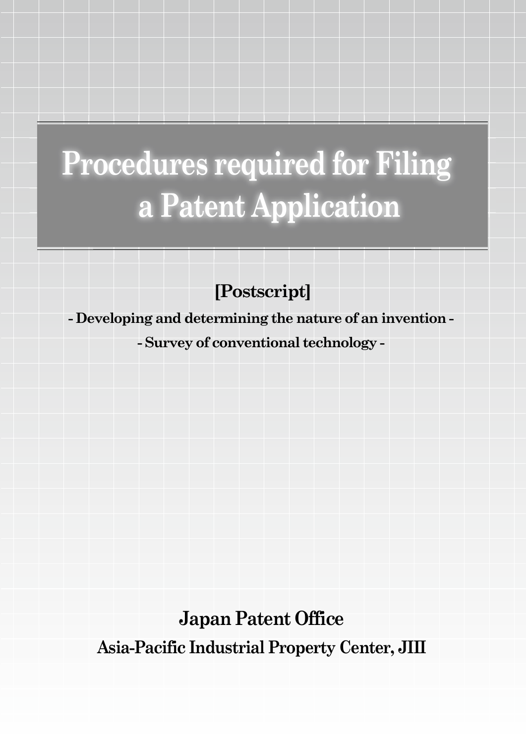# Procedures required for Filing a Patent Application

**[Postscript]**

**- Developing and determining the nature of an invention -**

**- Survey of conventional technology -**

**Japan Patent Office**

**Asia-Pacific Industrial Property Center, JIII**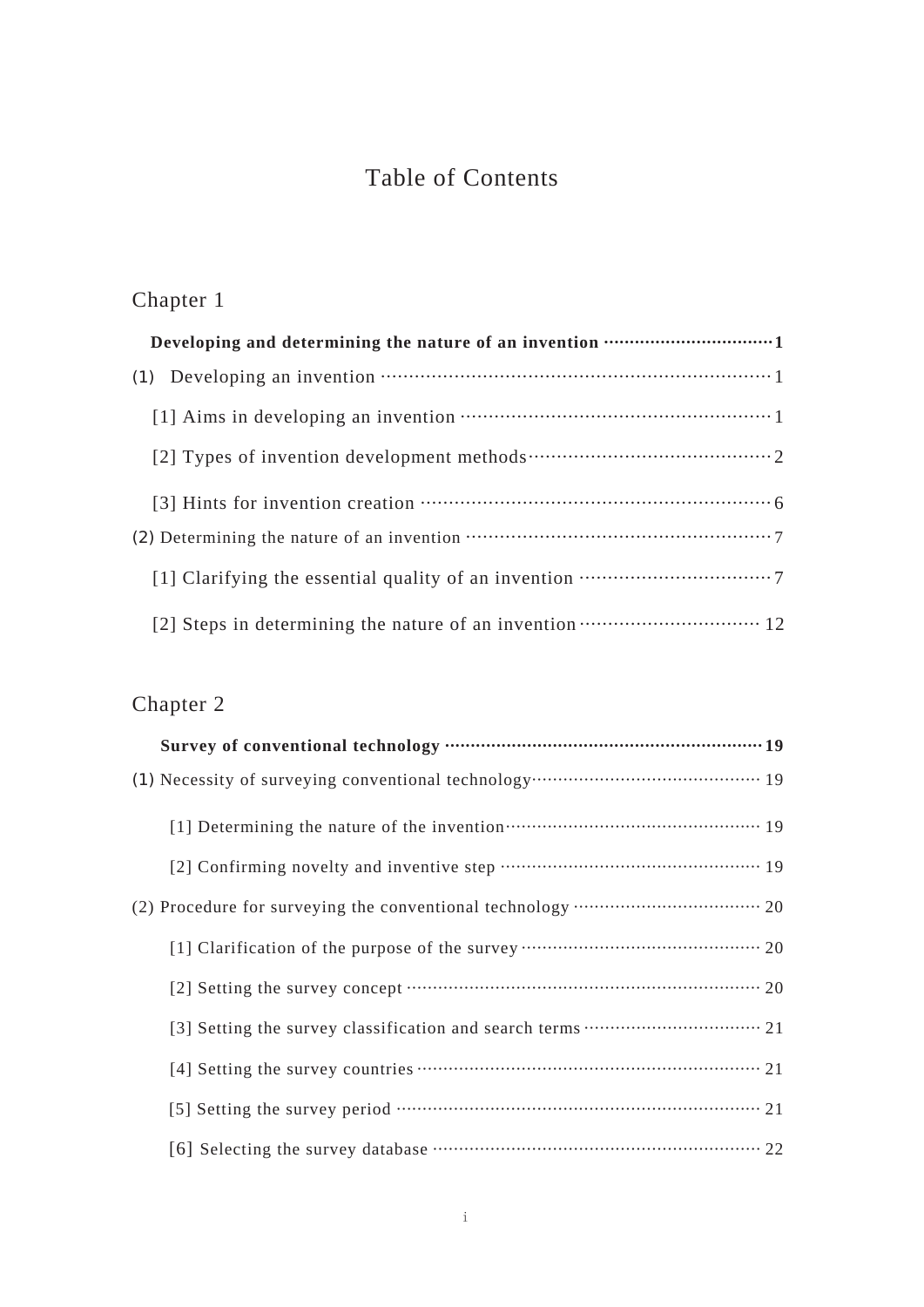# Table of Contents

## Chapter 1

**Developing and determining the nature of an invention ········ 1**

(1) Developing an invention ········ 1

[1] Aims in developing an invention ········ 1

[2] Types of invention development methods ········ 2

[3] Hints for invention creation ········ 6

(2) Determining the nature of an invention ········ 7

[1] Clarifying the essential quality of an invention ········ 7

[2] Steps in determining the nature of an invention ········ 12

## Chapter 2

**Survey of conventional technology ········ 19**

(1) Necessity of surveying conventional technology ········ 19

[1] Determining the nature of the invention ········ 19

[2] Confirming novelty and inventive step ········ 19

(2) Procedure for surveying the conventional technology ········ 20

[1] Clarification of the purpose of the survey ········ 20

[2] Setting the survey concept ········ 20

[3] Setting the survey classification and search terms ········ 21

[4] Setting the survey countries ········ 21

[5] Setting the survey period ········ 21

[6] Selecting the survey database ········ 22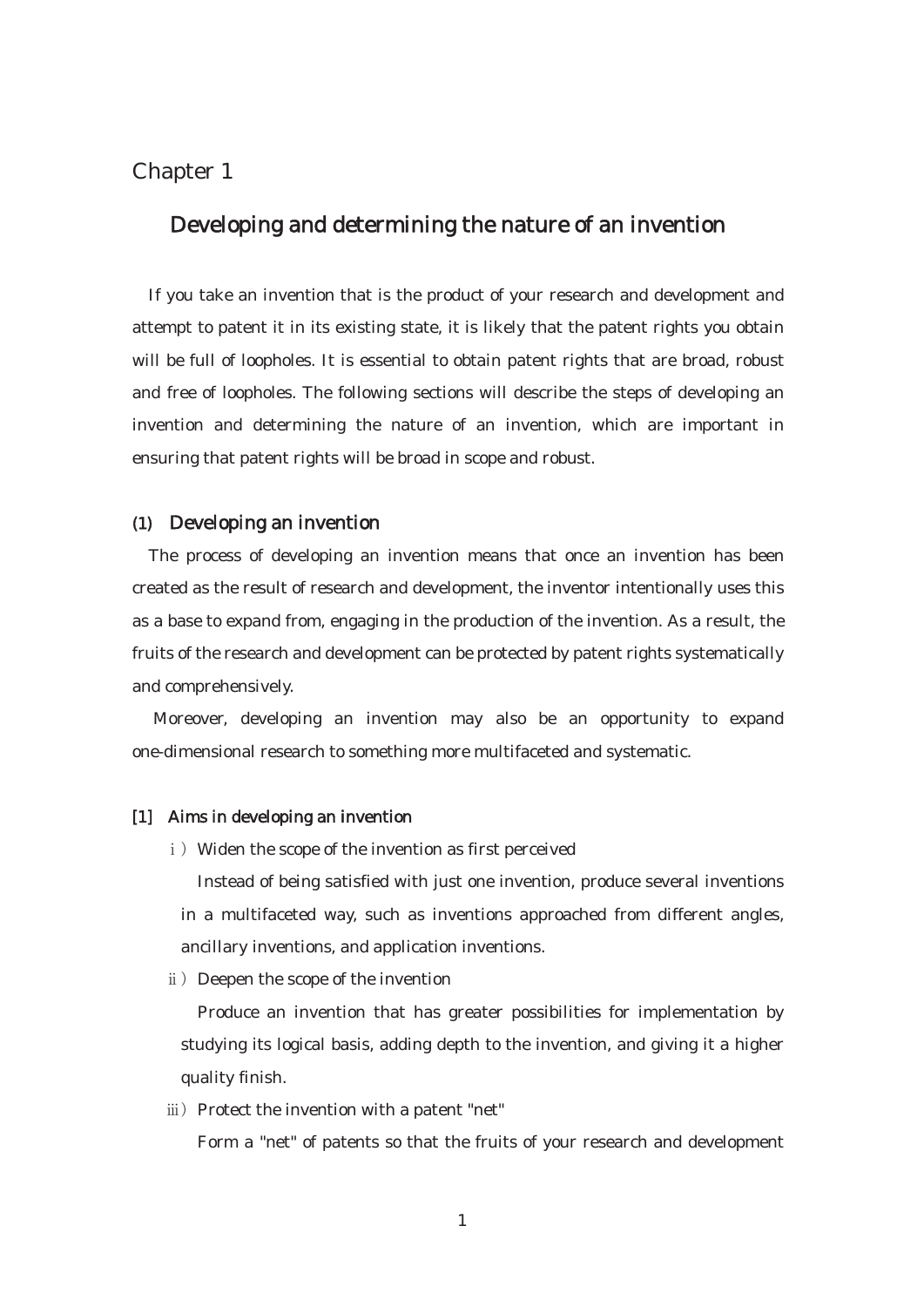# Chapter 1

## Developing and determining the nature of an invention

If you take an invention that is the product of your research and development and attempt to patent it in its existing state, it is likely that the patent rights you obtain will be full of loopholes. It is essential to obtain patent rights that are broad, robust and free of loopholes. The following sections will describe the steps of developing an invention and determining the nature of an invention, which are important in ensuring that patent rights will be broad in scope and robust.

### (1) Developing an invention

The process of developing an invention means that once an invention has been created as the result of research and development, the inventor intentionally uses this as a base to expand from, engaging in the production of the invention. As a result, the fruits of the research and development can be protected by patent rights systematically and comprehensively.

Moreover, developing an invention may also be an opportunity to expand one-dimensional research to something more multifaceted and systematic.

#### [1] Aims in developing an invention

i) Widen the scope of the invention as first perceived

Instead of being satisfied with just one invention, produce several inventions in a multifaceted way, such as inventions approached from different angles, ancillary inventions, and application inventions.

ii) Deepen the scope of the invention

Produce an invention that has greater possibilities for implementation by studying its logical basis, adding depth to the invention, and giving it a higher quality finish.

iii) Protect the invention with a patent "net"

Form a "net" of patents so that the fruits of your research and development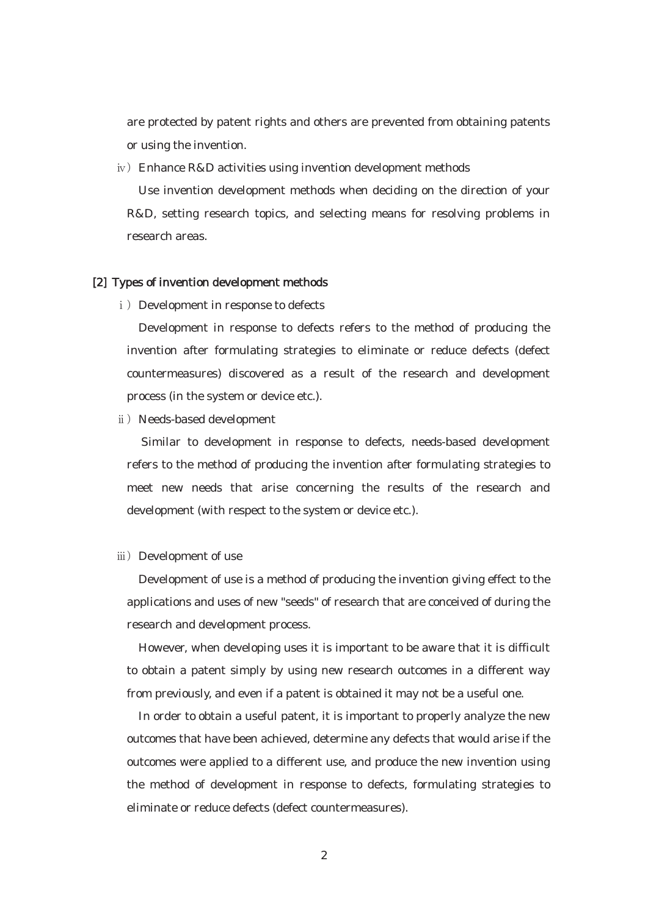are protected by patent rights and others are prevented from obtaining patents or using the invention.

ⅳ) Enhance R&D activities using invention development methods

Use invention development methods when deciding on the direction of your R&D, setting research topics, and selecting means for resolving problems in research areas.

## [2] Types of invention development methods

ⅰ) Development in response to defects

Development in response to defects refers to the method of producing the invention after formulating strategies to eliminate or reduce defects (defect countermeasures) discovered as a result of the research and development process (in the system or device etc.).

ⅱ) Needs-based development

Similar to development in response to defects, needs-based development refers to the method of producing the invention after formulating strategies to meet new needs that arise concerning the results of the research and development (with respect to the system or device etc.).

ⅲ) Development of use

Development of use is a method of producing the invention giving effect to the applications and uses of new "seeds" of research that are conceived of during the research and development process.

However, when developing uses it is important to be aware that it is difficult to obtain a patent simply by using new research outcomes in a different way from previously, and even if a patent is obtained it may not be a useful one.

In order to obtain a useful patent, it is important to properly analyze the new outcomes that have been achieved, determine any defects that would arise if the outcomes were applied to a different use, and produce the new invention using the method of development in response to defects, formulating strategies to eliminate or reduce defects (defect countermeasures).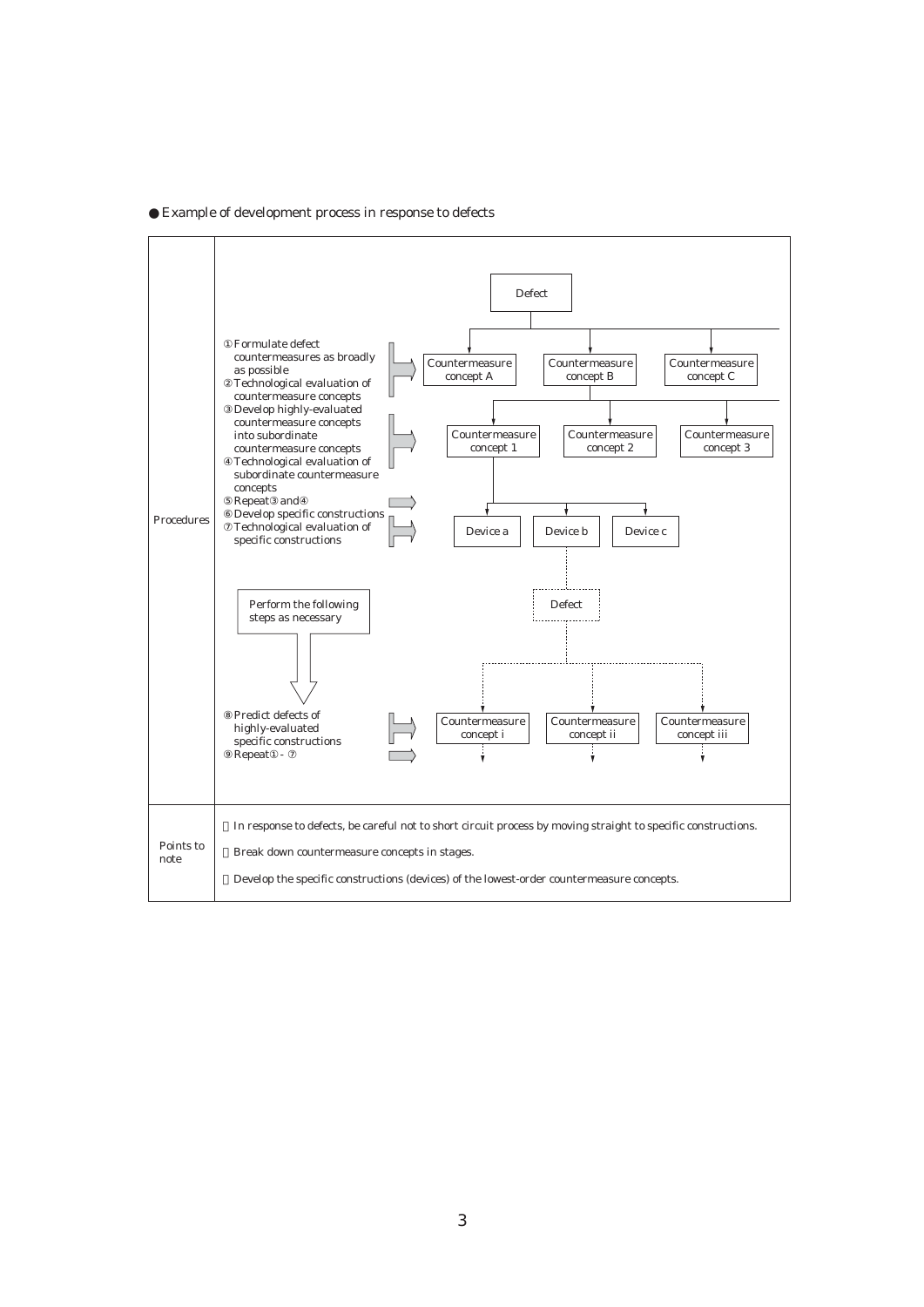● Example of development process in response to defects

| | |
|---|---|
| Procedures | ① Formulate defect countermeasures as broadly as possible<br>② Technological evaluation of countermeasure concepts<br>③ Develop highly-evaluated countermeasure concepts into subordinate countermeasure concepts<br>④ Technological evaluation of subordinate countermeasure concepts<br>⑤ Repeat ③ and ④<br>⑥ Develop specific constructions<br>⑦ Technological evaluation of specific constructions<br><br>Perform the following steps as necessary<br><br>⑧ Predict defects of highly-evaluated specific constructions<br>⑨ Repeat ① - ⑦<br><br>Defect → Countermeasure concept A / Countermeasure concept B / Countermeasure concept C<br>Countermeasure concept B → Countermeasure concept 1 / Countermeasure concept 2 / Countermeasure concept 3<br>Countermeasure concept 1 → Device a / Device b / Device c<br>Device b → Defect → Countermeasure concept i / Countermeasure concept ii / Countermeasure concept iii |
| Points to note | In response to defects, be careful not to short circuit process by moving straight to specific constructions.<br>Break down countermeasure concepts in stages.<br>Develop the specific constructions (devices) of the lowest-order countermeasure concepts. |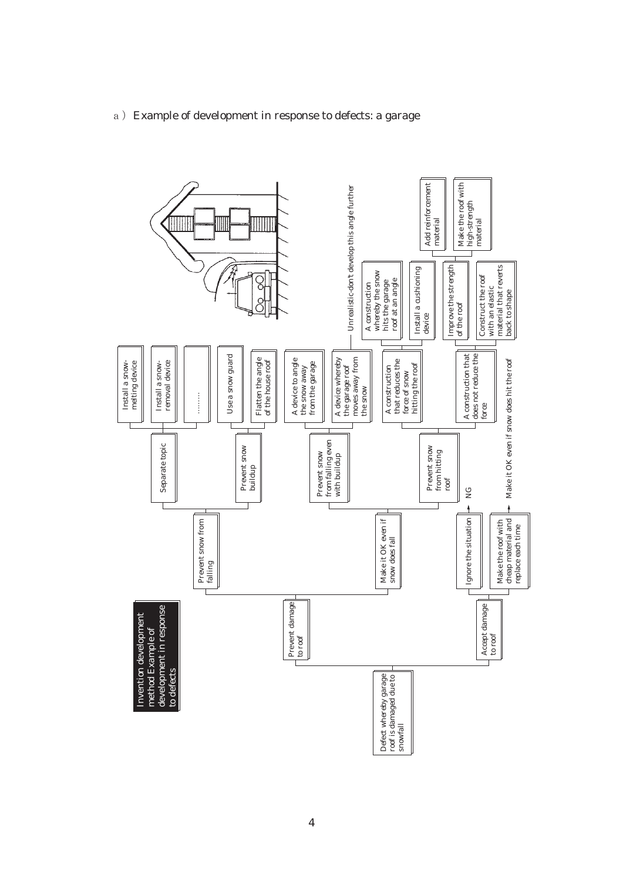a ) Example of development in response to defects: a garage

**Invention development method Example of development in response to defects**

- Defect whereby garage roof is damaged due to snowfall
  - Prevent damage to roof
    - Prevent snow from falling
      - Separate topic
        - Install a snow-melting device
        - Install a snow-removal device
        - .........
      - Prevent snow buildup
        - Use a snow guard
        - Flatten the angle of the house roof
    - Make it OK even if snow does fall
      - Prevent snow from falling even with buildup
        - A device to angle the snow away from the garage
        - A device whereby the garage roof moves away from the snow — Unrealistic-don't develop this angle further
      - Prevent snow from hitting roof
        - A construction that reduces the force of snow hitting the roof
          - A construction whereby the snow hits the garage roof at an angle
          - Install a cushioning device
        - A construction that does not reduce the force
          - Improve the strength of the roof
            - Add reinforcement material
            - Make the roof with high-strength material
          - Construct the roof with an elastic material that reverts back to shape
  - Accept damage to roof
    - Ignore the situation → NG
    - Make the roof with cheap material and replace each time → Make it OK even if snow does hit the roof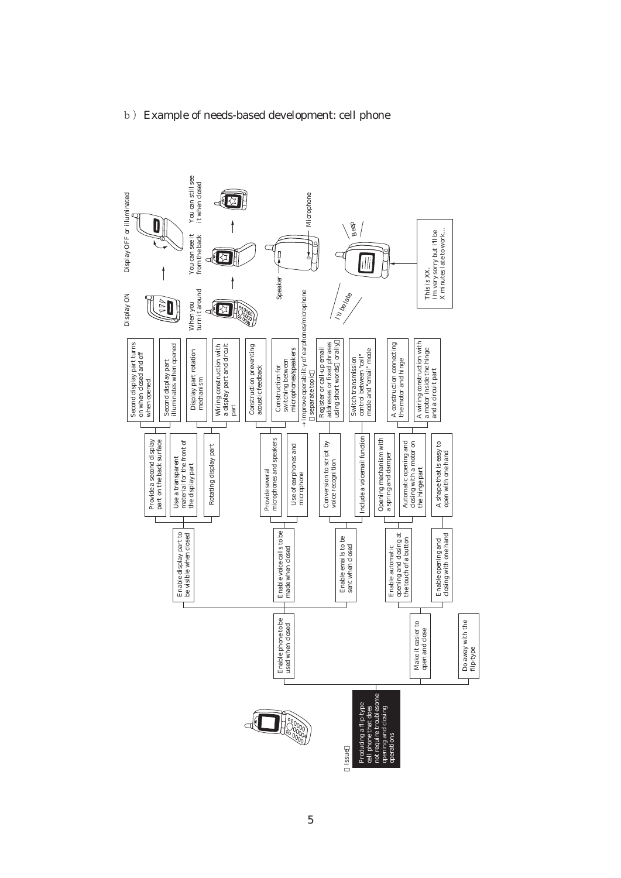b) Example of needs-based development: cell phone

【Issue】

Producing a flip-type cell phone that does not require troublesome opening and closing operations

- Enable phone to be used when closed
  - Enable display part to be visible when closed
    - Provide a second display part on the back surface
      - Second display part turns on when closed and off when opened
    - Use a transparent material for the front of the display part
      - Second display part illuminates when opened
    - Rotating display part
      - Display part rotation mechanism
      - Wiring construction with a display part and circuit part
  - Enable voice calls to be made when closed
    - Provide several microphones and speakers
      - Construction preventing acoustic feedback
      - Construction for switching between microphones/speakers
    - Use of earphones and microphone
      - → Improve operability of earphones/microphone (separate topic)
  - Enable emails to be sent when closed
    - Conversion to script by voice recognition
      - Register or call-up email addresses or fixed phrases using short words (orally)
    - Include a voicemail function
      - Switch transmission control between "call" mode and "email" mode
- Make it easier to open and close
  - Enable automatic opening and closing at the touch of a button
    - Opening mechanism with a spring and damper
    - Automatic opening and closing with a motor on the hinge part
      - A construction connecting the motor and hinge
      - A wiring construction with a motor inside the hinge and a circuit part
  - Enable opening and closing with one hand
    - A shape that is easy to open with one hand
- Do away with the flip-type

Display ON / Display OFF or illuminated

When you turn it around / You can see it from the back / You can still see it when closed

Speaker / Microphone

I'll be late / Beep

This is XX.
I'm very sorry but I'll be X minutes late to work...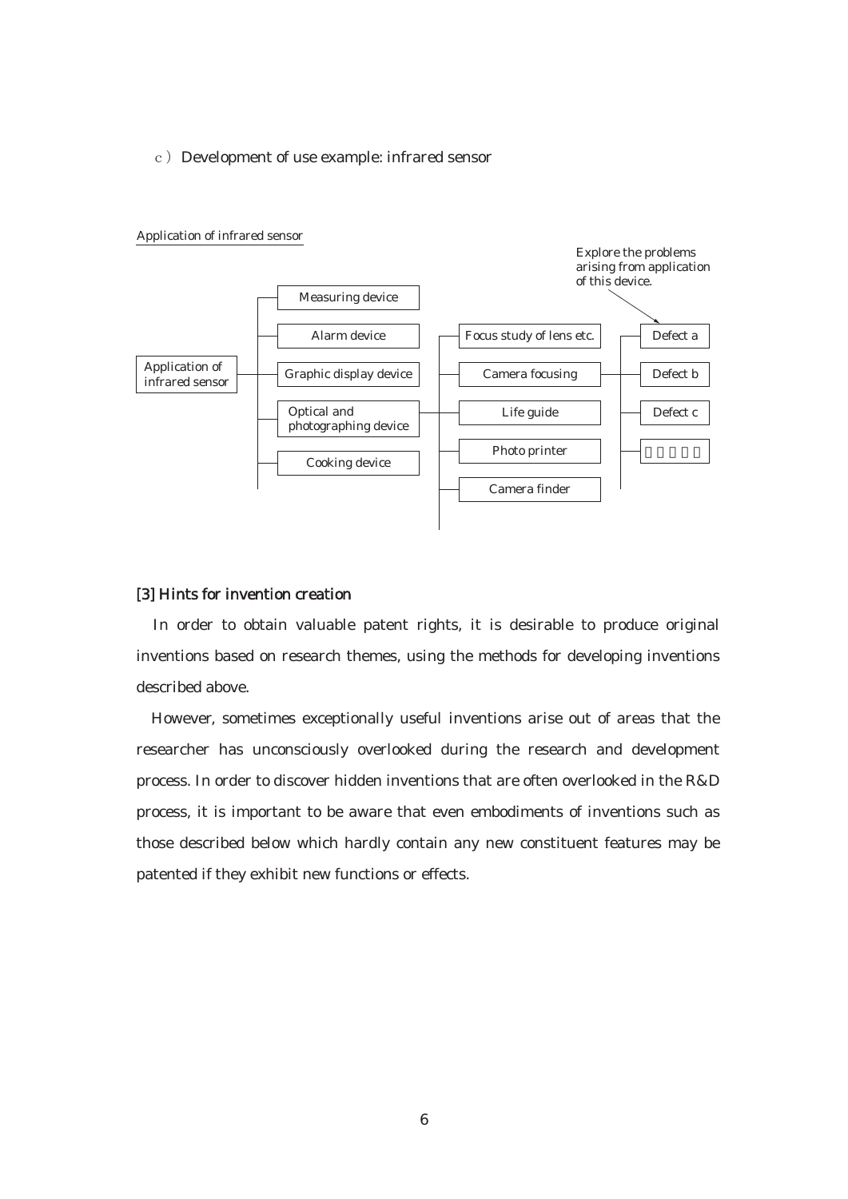c ) Development of use example: infrared sensor

Application of infrared sensor

- Application of infrared sensor
  - Measuring device
  - Alarm device
  - Graphic display device
  - Optical and photographing device
    - Focus study of lens etc.
    - Camera focusing
      - Defect a
      - Defect b
      - Defect c
      - ・・・・・
    - Life guide
    - Photo printer
    - Camera finder
  - Cooking device

Explore the problems arising from application of this device. (→ Defect a)

### [3] Hints for invention creation

In order to obtain valuable patent rights, it is desirable to produce original inventions based on research themes, using the methods for developing inventions described above.

However, sometimes exceptionally useful inventions arise out of areas that the researcher has unconsciously overlooked during the research and development process. In order to discover hidden inventions that are often overlooked in the R&D process, it is important to be aware that even embodiments of inventions such as those described below which hardly contain any new constituent features may be patented if they exhibit new functions or effects.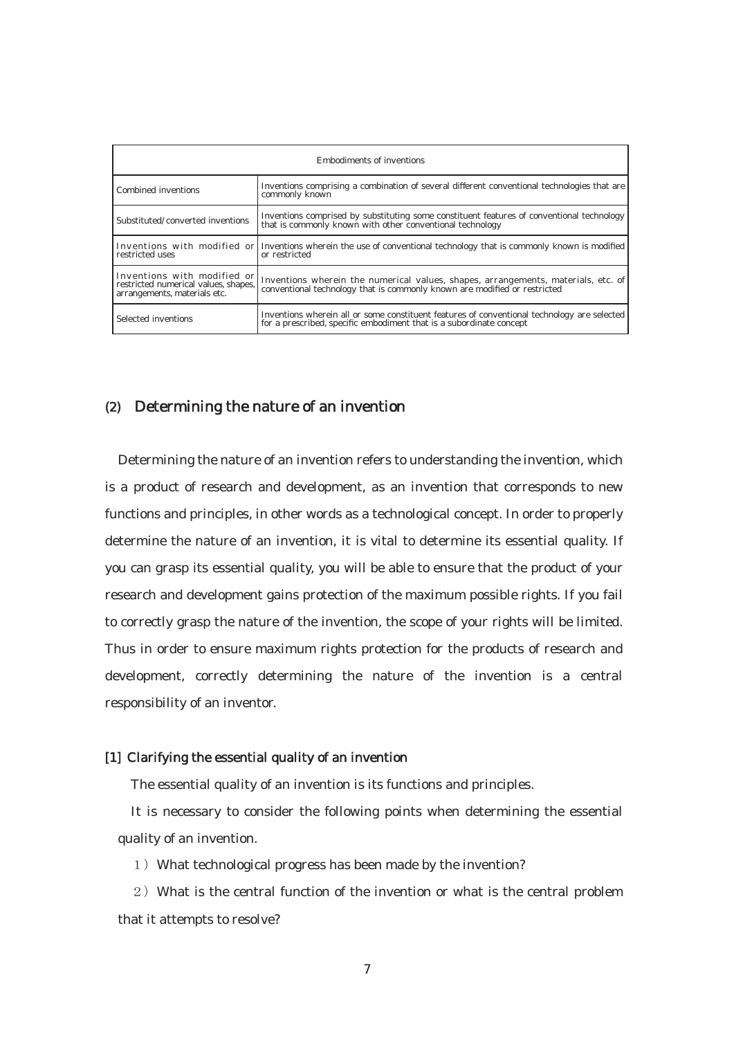| Embodiments of inventions | |
|---|---|
| Combined inventions | Inventions comprising a combination of several different conventional technologies that are commonly known |
| Substituted/converted inventions | Inventions comprised by substituting some constituent features of conventional technology that is commonly known with other conventional technology |
| Inventions with modified or restricted uses | Inventions wherein the use of conventional technology that is commonly known is modified or restricted |
| Inventions with modified or restricted numerical values, shapes, arrangements, materials etc. | Inventions wherein the numerical values, shapes, arrangements, materials, etc. of conventional technology that is commonly known are modified or restricted |
| Selected inventions | Inventions wherein all or some constituent features of conventional technology are selected for a prescribed, specific embodiment that is a subordinate concept |

### (2) Determining the nature of an invention

Determining the nature of an invention refers to understanding the invention, which is a product of research and development, as an invention that corresponds to new functions and principles, in other words as a technological concept. In order to properly determine the nature of an invention, it is vital to determine its essential quality. If you can grasp its essential quality, you will be able to ensure that the product of your research and development gains protection of the maximum possible rights. If you fail to correctly grasp the nature of the invention, the scope of your rights will be limited. Thus in order to ensure maximum rights protection for the products of research and development, correctly determining the nature of the invention is a central responsibility of an inventor.

#### [1] Clarifying the essential quality of an invention

The essential quality of an invention is its functions and principles.

It is necessary to consider the following points when determining the essential quality of an invention.

1) What technological progress has been made by the invention?

2) What is the central function of the invention or what is the central problem that it attempts to resolve?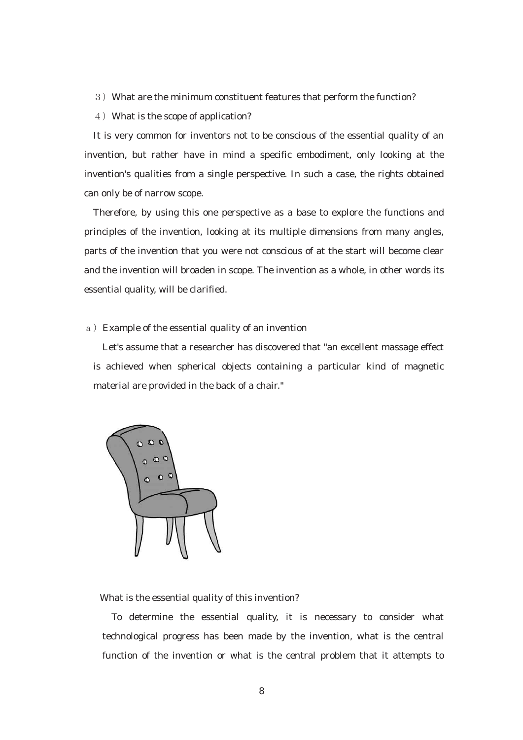3）What are the minimum constituent features that perform the function?

4）What is the scope of application?

It is very common for inventors not to be conscious of the essential quality of an invention, but rather have in mind a specific embodiment, only looking at the invention's qualities from a single perspective. In such a case, the rights obtained can only be of narrow scope.

Therefore, by using this one perspective as a base to explore the functions and principles of the invention, looking at its multiple dimensions from many angles, parts of the invention that you were not conscious of at the start will become clear and the invention will broaden in scope. The invention as a whole, in other words its essential quality, will be clarified.

a）Example of the essential quality of an invention

Let's assume that a researcher has discovered that "an excellent massage effect is achieved when spherical objects containing a particular kind of magnetic material are provided in the back of a chair."

What is the essential quality of this invention?

To determine the essential quality, it is necessary to consider what technological progress has been made by the invention, what is the central function of the invention or what is the central problem that it attempts to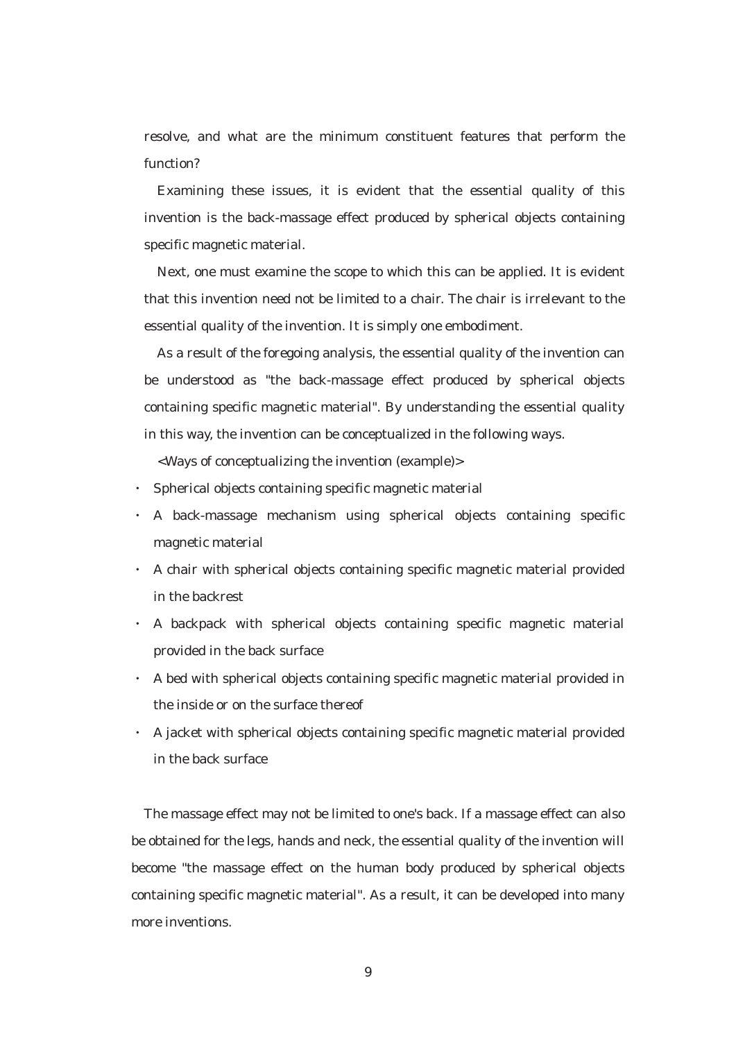resolve, and what are the minimum constituent features that perform the function?

Examining these issues, it is evident that the essential quality of this invention is the back-massage effect produced by spherical objects containing specific magnetic material.

Next, one must examine the scope to which this can be applied. It is evident that this invention need not be limited to a chair. The chair is irrelevant to the essential quality of the invention. It is simply one embodiment.

As a result of the foregoing analysis, the essential quality of the invention can be understood as "the back-massage effect produced by spherical objects containing specific magnetic material". By understanding the essential quality in this way, the invention can be conceptualized in the following ways.

<Ways of conceptualizing the invention (example)>

- Spherical objects containing specific magnetic material
- A back-massage mechanism using spherical objects containing specific magnetic material
- A chair with spherical objects containing specific magnetic material provided in the backrest
- A backpack with spherical objects containing specific magnetic material provided in the back surface
- A bed with spherical objects containing specific magnetic material provided in the inside or on the surface thereof
- A jacket with spherical objects containing specific magnetic material provided in the back surface

The massage effect may not be limited to one's back. If a massage effect can also be obtained for the legs, hands and neck, the essential quality of the invention will become "the massage effect on the human body produced by spherical objects containing specific magnetic material". As a result, it can be developed into many more inventions.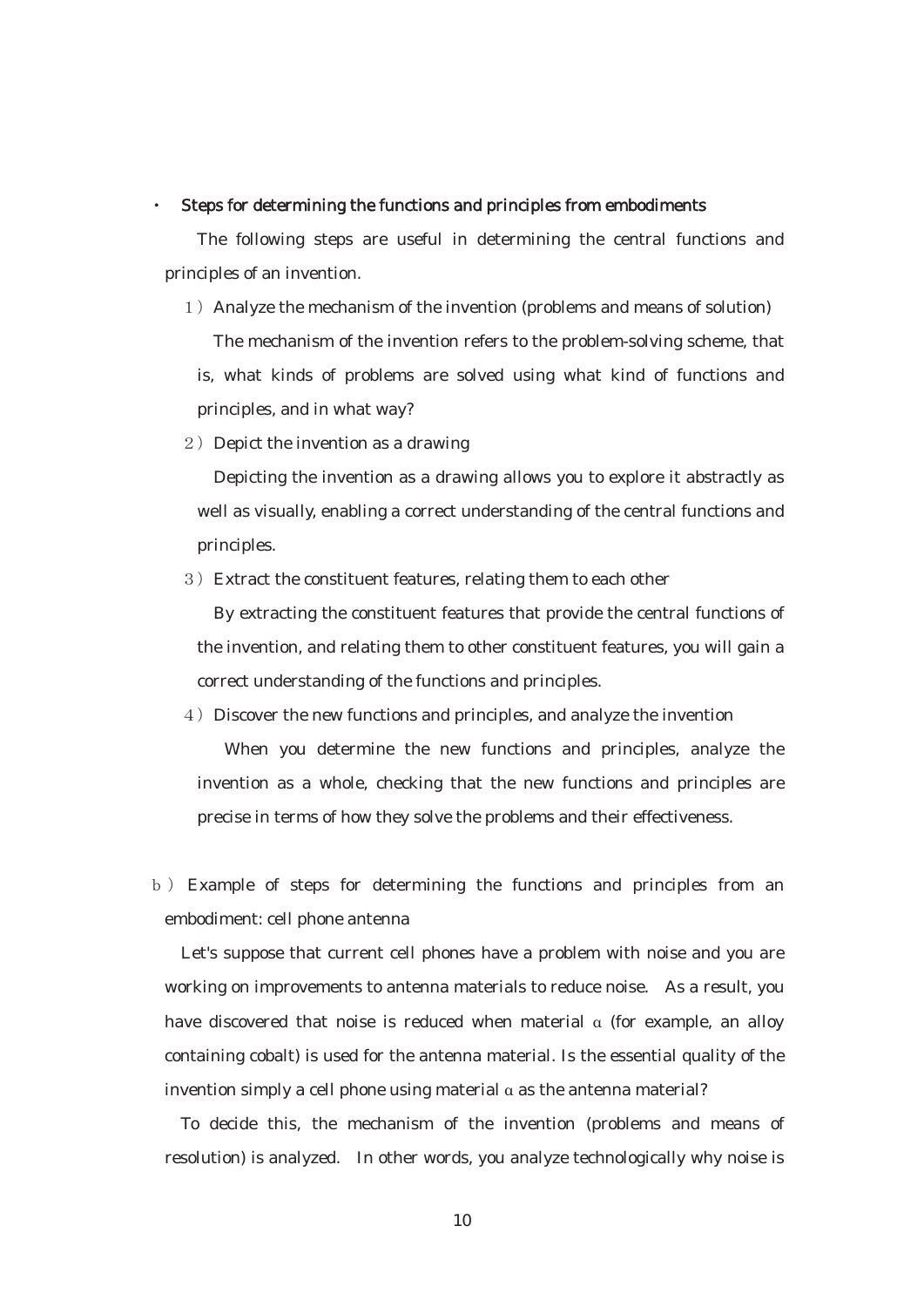- **Steps for determining the functions and principles from embodiments**

The following steps are useful in determining the central functions and principles of an invention.

1) Analyze the mechanism of the invention (problems and means of solution)

The mechanism of the invention refers to the problem-solving scheme, that is, what kinds of problems are solved using what kind of functions and principles, and in what way?

2) Depict the invention as a drawing

Depicting the invention as a drawing allows you to explore it abstractly as well as visually, enabling a correct understanding of the central functions and principles.

3) Extract the constituent features, relating them to each other

By extracting the constituent features that provide the central functions of the invention, and relating them to other constituent features, you will gain a correct understanding of the functions and principles.

4) Discover the new functions and principles, and analyze the invention

When you determine the new functions and principles, analyze the invention as a whole, checking that the new functions and principles are precise in terms of how they solve the problems and their effectiveness.

b) Example of steps for determining the functions and principles from an embodiment: cell phone antenna

Let's suppose that current cell phones have a problem with noise and you are working on improvements to antenna materials to reduce noise. As a result, you have discovered that noise is reduced when material α (for example, an alloy containing cobalt) is used for the antenna material. Is the essential quality of the invention simply a cell phone using material α as the antenna material?

To decide this, the mechanism of the invention (problems and means of resolution) is analyzed. In other words, you analyze technologically why noise is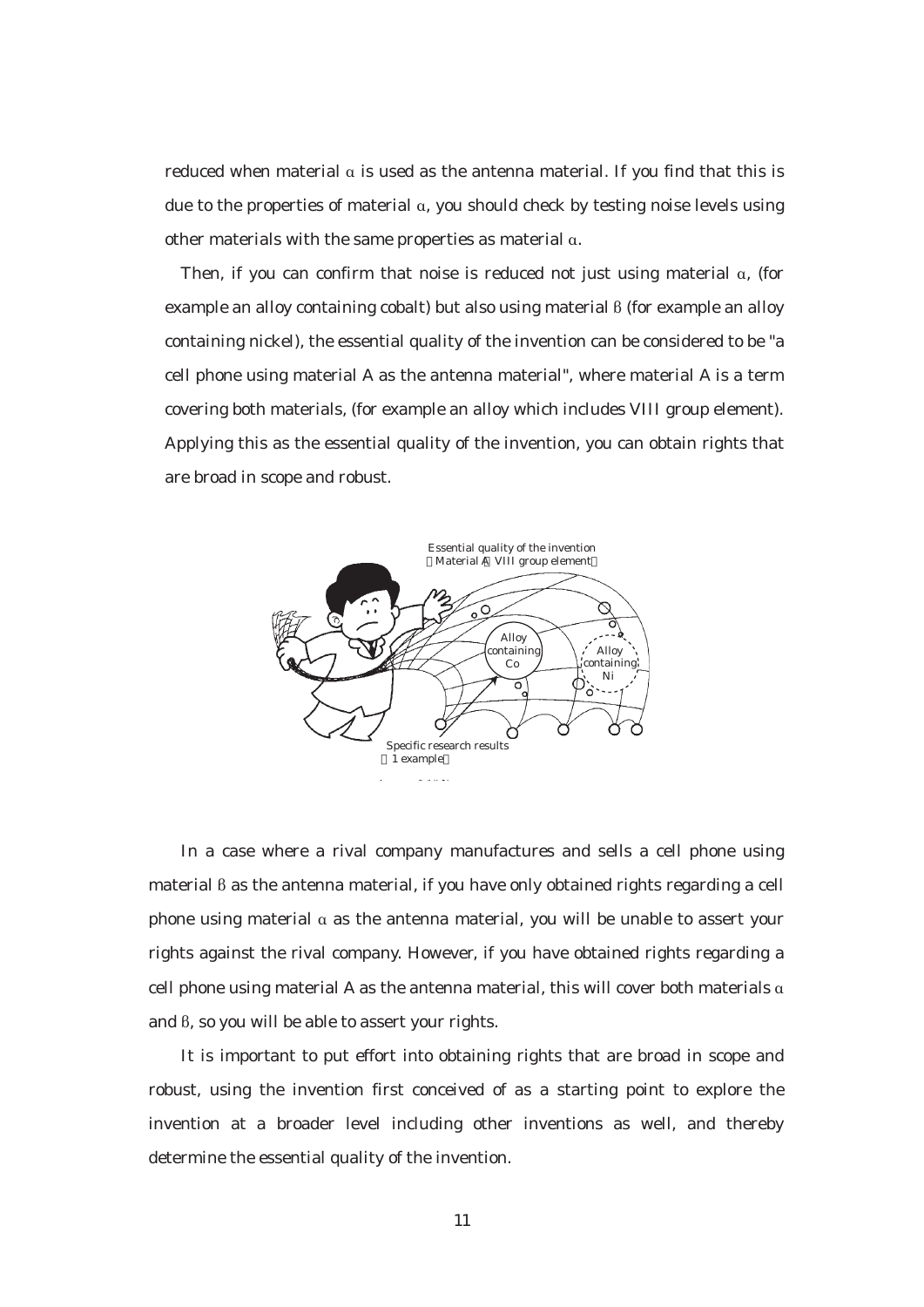reduced when material α is used as the antenna material. If you find that this is due to the properties of material α, you should check by testing noise levels using other materials with the same properties as material α.

Then, if you can confirm that noise is reduced not just using material α, (for example an alloy containing cobalt) but also using material β (for example an alloy containing nickel), the essential quality of the invention can be considered to be "a cell phone using material A as the antenna material", where material A is a term covering both materials, (for example an alloy which includes VIII group element). Applying this as the essential quality of the invention, you can obtain rights that are broad in scope and robust.

In a case where a rival company manufactures and sells a cell phone using material β as the antenna material, if you have only obtained rights regarding a cell phone using material α as the antenna material, you will be unable to assert your rights against the rival company. However, if you have obtained rights regarding a cell phone using material A as the antenna material, this will cover both materials α and β, so you will be able to assert your rights.

It is important to put effort into obtaining rights that are broad in scope and robust, using the invention first conceived of as a starting point to explore the invention at a broader level including other inventions as well, and thereby determine the essential quality of the invention.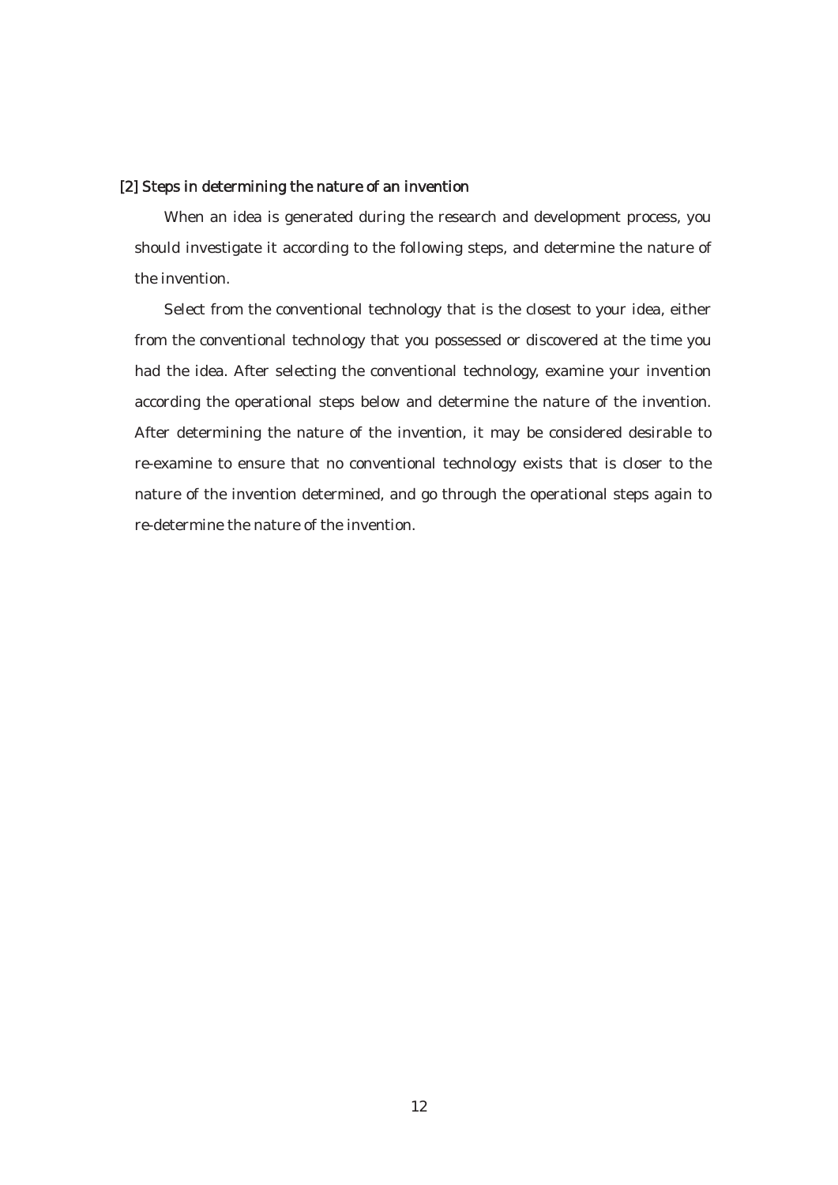## [2] Steps in determining the nature of an invention

When an idea is generated during the research and development process, you should investigate it according to the following steps, and determine the nature of the invention.

Select from the conventional technology that is the closest to your idea, either from the conventional technology that you possessed or discovered at the time you had the idea. After selecting the conventional technology, examine your invention according the operational steps below and determine the nature of the invention. After determining the nature of the invention, it may be considered desirable to re-examine to ensure that no conventional technology exists that is closer to the nature of the invention determined, and go through the operational steps again to re-determine the nature of the invention.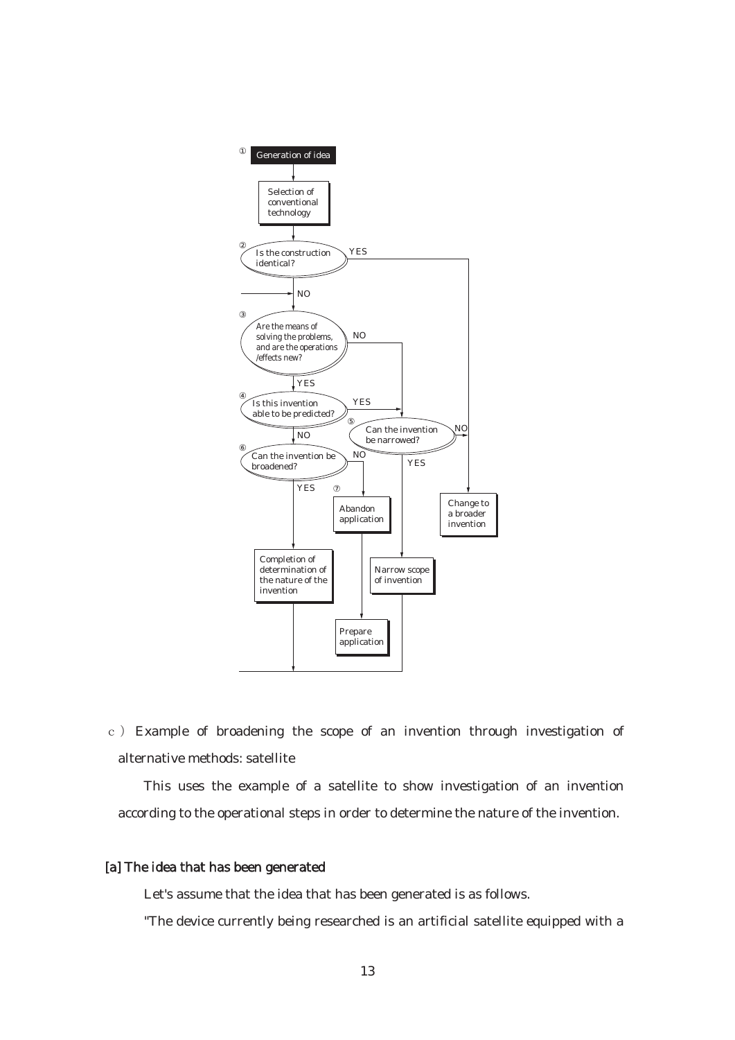① Generation of idea

Selection of conventional technology

② Is the construction identical? — YES → Change to a broader invention; NO → ③

③ Are the means of solving the problems, and are the operations /effects new? — NO → ⑤; YES → ④

④ Is this invention able to be predicted? — YES → ⑤; NO → ⑥

⑤ Can the invention be narrowed? — NO → Change to a broader invention; YES → Narrow scope of invention

⑥ Can the invention be broadened? — NO → ⑦ Abandon application; YES → Completion of determination of the nature of the invention

⑦ Abandon application

Change to a broader invention

Completion of determination of the nature of the invention

Narrow scope of invention

Prepare application

c ) Example of broadening the scope of an invention through investigation of alternative methods: satellite

This uses the example of a satellite to show investigation of an invention according to the operational steps in order to determine the nature of the invention.

### [a] The idea that has been generated

Let's assume that the idea that has been generated is as follows.

"The device currently being researched is an artificial satellite equipped with a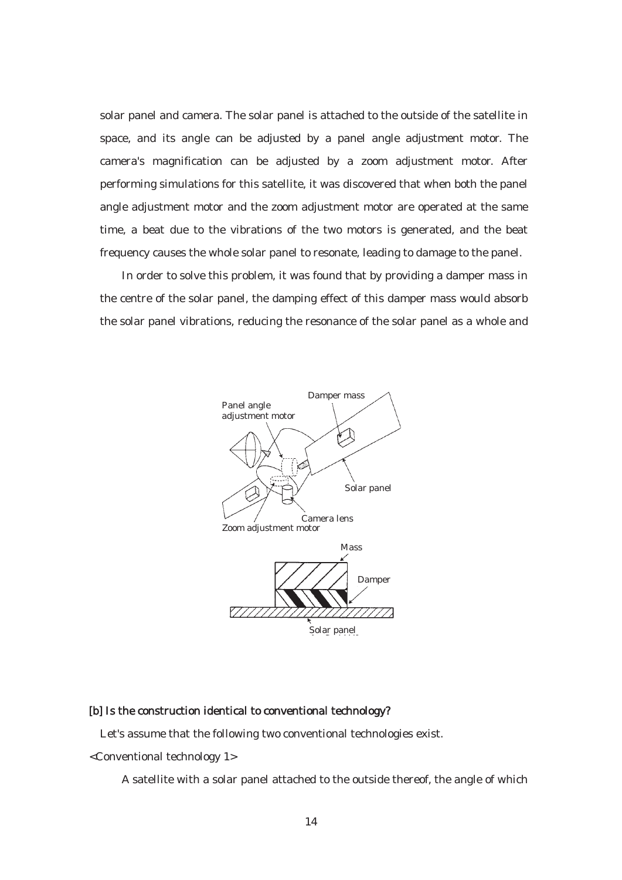solar panel and camera. The solar panel is attached to the outside of the satellite in space, and its angle can be adjusted by a panel angle adjustment motor. The camera's magnification can be adjusted by a zoom adjustment motor. After performing simulations for this satellite, it was discovered that when both the panel angle adjustment motor and the zoom adjustment motor are operated at the same time, a beat due to the vibrations of the two motors is generated, and the beat frequency causes the whole solar panel to resonate, leading to damage to the panel.

In order to solve this problem, it was found that by providing a damper mass in the centre of the solar panel, the damping effect of this damper mass would absorb the solar panel vibrations, reducing the resonance of the solar panel as a whole and

**[b] Is the construction identical to conventional technology?**

Let's assume that the following two conventional technologies exist.

<Conventional technology 1>

A satellite with a solar panel attached to the outside thereof, the angle of which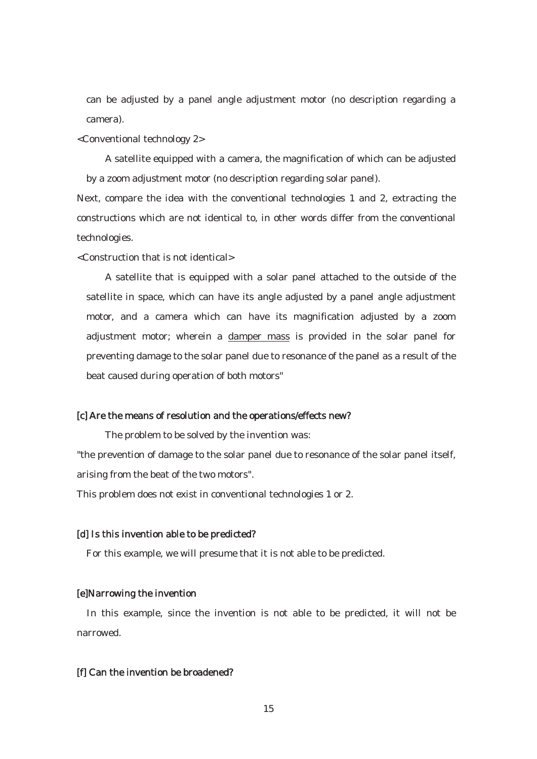can be adjusted by a panel angle adjustment motor (no description regarding a camera).

<Conventional technology 2>

A satellite equipped with a camera, the magnification of which can be adjusted by a zoom adjustment motor (no description regarding solar panel).

Next, compare the idea with the conventional technologies 1 and 2, extracting the constructions which are not identical to, in other words differ from the conventional technologies.

<Construction that is not identical>

A satellite that is equipped with a solar panel attached to the outside of the satellite in space, which can have its angle adjusted by a panel angle adjustment motor, and a camera which can have its magnification adjusted by a zoom adjustment motor; wherein a <u>damper mass</u> is provided in the solar panel for preventing damage to the solar panel due to resonance of the panel as a result of the beat caused during operation of both motors"

### [c] Are the means of resolution and the operations/effects new?

The problem to be solved by the invention was:

"the prevention of damage to the solar panel due to resonance of the solar panel itself, arising from the beat of the two motors".

This problem does not exist in conventional technologies 1 or 2.

### [d] Is this invention able to be predicted?

For this example, we will presume that it is not able to be predicted.

### [e]Narrowing the invention

In this example, since the invention is not able to be predicted, it will not be narrowed.

### [f] Can the invention be broadened?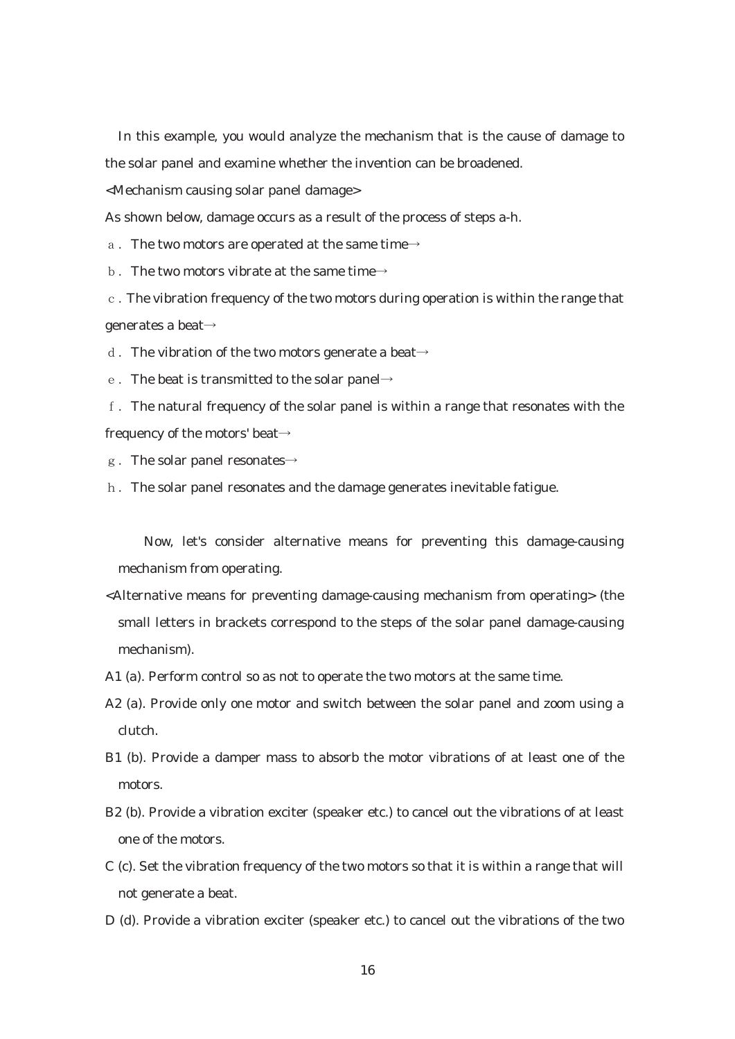In this example, you would analyze the mechanism that is the cause of damage to the solar panel and examine whether the invention can be broadened.

<Mechanism causing solar panel damage>

As shown below, damage occurs as a result of the process of steps a-h.

ａ. The two motors are operated at the same time→

ｂ. The two motors vibrate at the same time→

ｃ. The vibration frequency of the two motors during operation is within the range that generates a beat→

ｄ. The vibration of the two motors generate a beat→

ｅ. The beat is transmitted to the solar panel→

ｆ. The natural frequency of the solar panel is within a range that resonates with the frequency of the motors' beat→

ｇ. The solar panel resonates→

ｈ. The solar panel resonates and the damage generates inevitable fatigue.

Now, let's consider alternative means for preventing this damage-causing mechanism from operating.

<Alternative means for preventing damage-causing mechanism from operating> (the small letters in brackets correspond to the steps of the solar panel damage-causing mechanism).

A1 (a). Perform control so as not to operate the two motors at the same time.

A2 (a). Provide only one motor and switch between the solar panel and zoom using a clutch.

B1 (b). Provide a damper mass to absorb the motor vibrations of at least one of the motors.

B2 (b). Provide a vibration exciter (speaker etc.) to cancel out the vibrations of at least one of the motors.

C (c). Set the vibration frequency of the two motors so that it is within a range that will not generate a beat.

D (d). Provide a vibration exciter (speaker etc.) to cancel out the vibrations of the two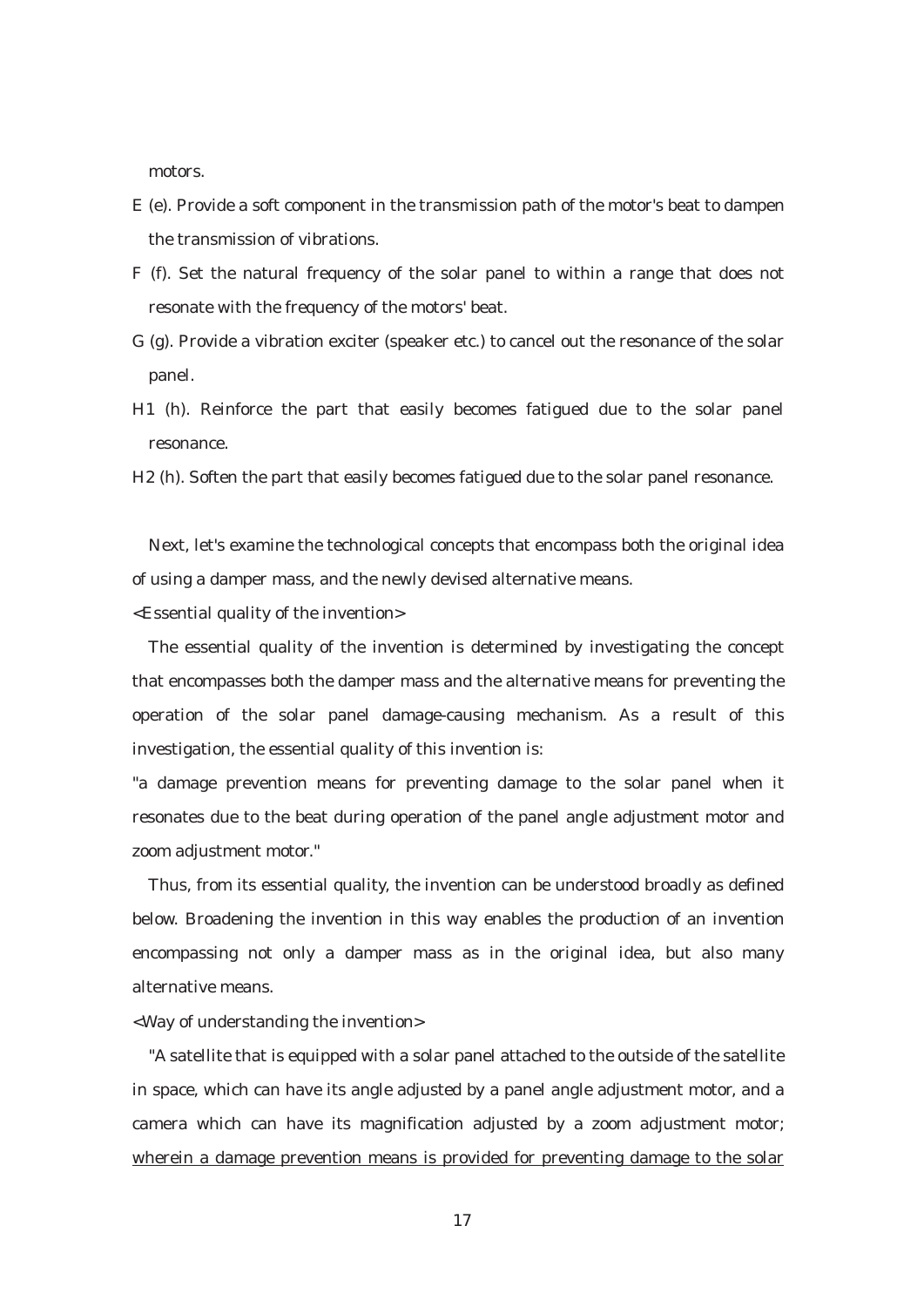motors.

E (e). Provide a soft component in the transmission path of the motor's beat to dampen the transmission of vibrations.

F (f). Set the natural frequency of the solar panel to within a range that does not resonate with the frequency of the motors' beat.

G (g). Provide a vibration exciter (speaker etc.) to cancel out the resonance of the solar panel.

H1 (h). Reinforce the part that easily becomes fatigued due to the solar panel resonance.

H2 (h). Soften the part that easily becomes fatigued due to the solar panel resonance.

Next, let's examine the technological concepts that encompass both the original idea of using a damper mass, and the newly devised alternative means.

<Essential quality of the invention>

The essential quality of the invention is determined by investigating the concept that encompasses both the damper mass and the alternative means for preventing the operation of the solar panel damage-causing mechanism. As a result of this investigation, the essential quality of this invention is:

"a damage prevention means for preventing damage to the solar panel when it resonates due to the beat during operation of the panel angle adjustment motor and zoom adjustment motor."

Thus, from its essential quality, the invention can be understood broadly as defined below. Broadening the invention in this way enables the production of an invention encompassing not only a damper mass as in the original idea, but also many alternative means.

<Way of understanding the invention>

"A satellite that is equipped with a solar panel attached to the outside of the satellite in space, which can have its angle adjusted by a panel angle adjustment motor, and a camera which can have its magnification adjusted by a zoom adjustment motor; <u>wherein a damage prevention means is provided for preventing damage to the solar</u>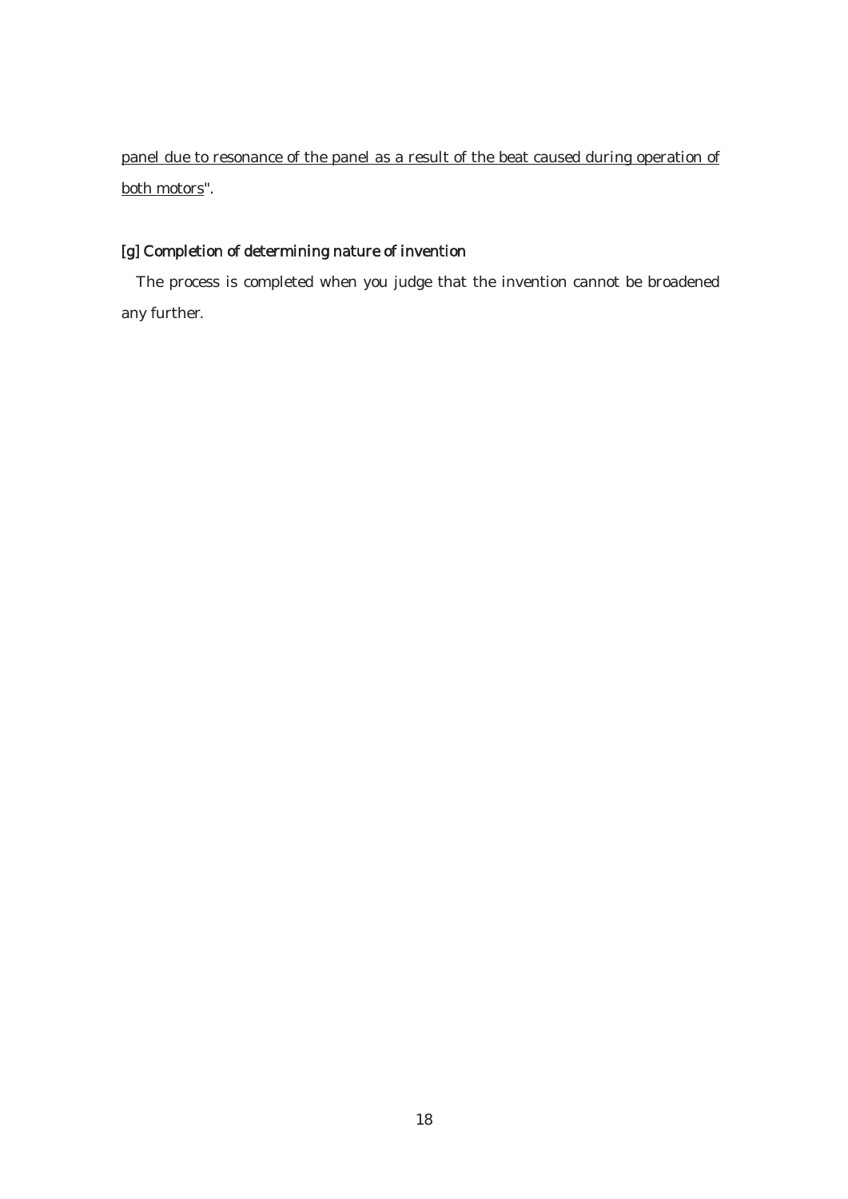panel due to resonance of the panel as a result of the beat caused during operation of both motors".

### [g] Completion of determining nature of invention

The process is completed when you judge that the invention cannot be broadened any further.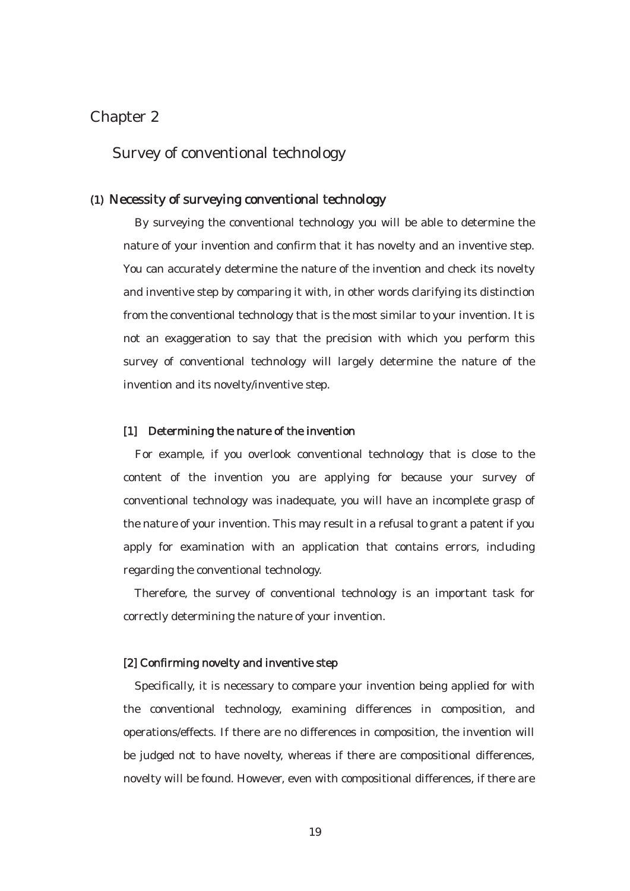# Chapter 2

## Survey of conventional technology

### (1) Necessity of surveying conventional technology

By surveying the conventional technology you will be able to determine the nature of your invention and confirm that it has novelty and an inventive step. You can accurately determine the nature of the invention and check its novelty and inventive step by comparing it with, in other words clarifying its distinction from the conventional technology that is the most similar to your invention. It is not an exaggeration to say that the precision with which you perform this survey of conventional technology will largely determine the nature of the invention and its novelty/inventive step.

#### [1] Determining the nature of the invention

For example, if you overlook conventional technology that is close to the content of the invention you are applying for because your survey of conventional technology was inadequate, you will have an incomplete grasp of the nature of your invention. This may result in a refusal to grant a patent if you apply for examination with an application that contains errors, including regarding the conventional technology.

Therefore, the survey of conventional technology is an important task for correctly determining the nature of your invention.

#### [2] Confirming novelty and inventive step

Specifically, it is necessary to compare your invention being applied for with the conventional technology, examining differences in composition, and operations/effects. If there are no differences in composition, the invention will be judged not to have novelty, whereas if there are compositional differences, novelty will be found. However, even with compositional differences, if there are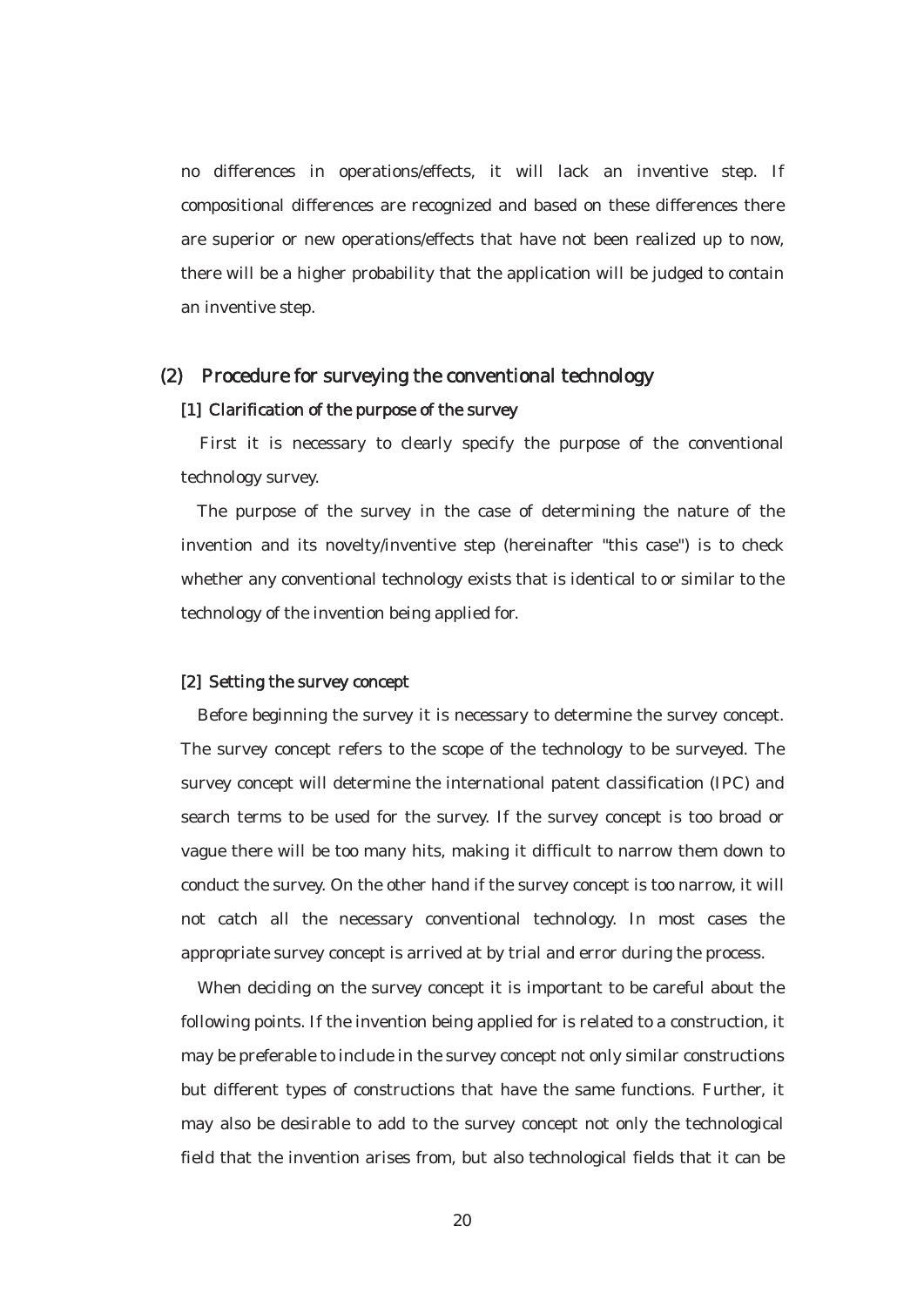no differences in operations/effects, it will lack an inventive step. If compositional differences are recognized and based on these differences there are superior or new operations/effects that have not been realized up to now, there will be a higher probability that the application will be judged to contain an inventive step.

### (2) Procedure for surveying the conventional technology

#### [1] Clarification of the purpose of the survey

First it is necessary to clearly specify the purpose of the conventional technology survey.

The purpose of the survey in the case of determining the nature of the invention and its novelty/inventive step (hereinafter "this case") is to check whether any conventional technology exists that is identical to or similar to the technology of the invention being applied for.

#### [2] Setting the survey concept

Before beginning the survey it is necessary to determine the survey concept. The survey concept refers to the scope of the technology to be surveyed. The survey concept will determine the international patent classification (IPC) and search terms to be used for the survey. If the survey concept is too broad or vague there will be too many hits, making it difficult to narrow them down to conduct the survey. On the other hand if the survey concept is too narrow, it will not catch all the necessary conventional technology. In most cases the appropriate survey concept is arrived at by trial and error during the process.

When deciding on the survey concept it is important to be careful about the following points. If the invention being applied for is related to a construction, it may be preferable to include in the survey concept not only similar constructions but different types of constructions that have the same functions. Further, it may also be desirable to add to the survey concept not only the technological field that the invention arises from, but also technological fields that it can be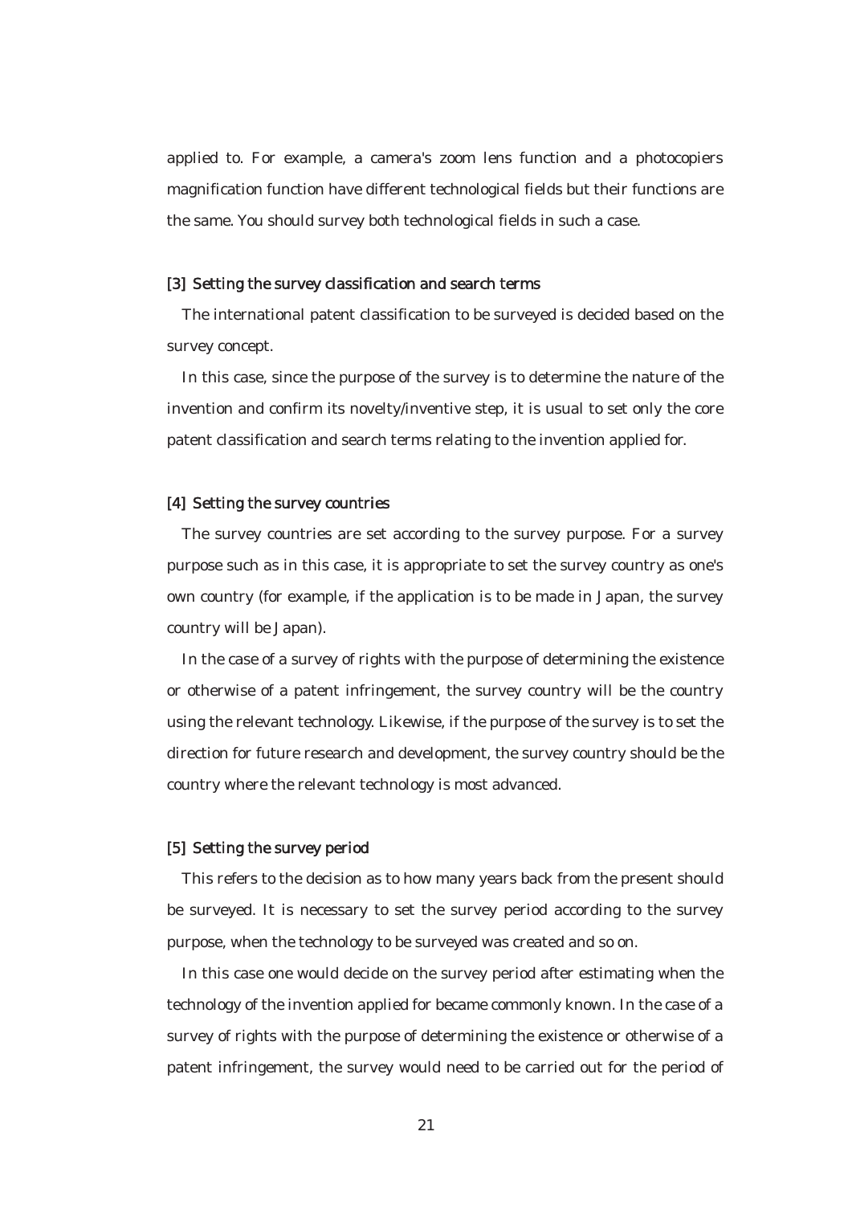applied to. For example, a camera's zoom lens function and a photocopiers magnification function have different technological fields but their functions are the same. You should survey both technological fields in such a case.

### [3] Setting the survey classification and search terms

The international patent classification to be surveyed is decided based on the survey concept.

In this case, since the purpose of the survey is to determine the nature of the invention and confirm its novelty/inventive step, it is usual to set only the core patent classification and search terms relating to the invention applied for.

### [4] Setting the survey countries

The survey countries are set according to the survey purpose. For a survey purpose such as in this case, it is appropriate to set the survey country as one's own country (for example, if the application is to be made in Japan, the survey country will be Japan).

In the case of a survey of rights with the purpose of determining the existence or otherwise of a patent infringement, the survey country will be the country using the relevant technology. Likewise, if the purpose of the survey is to set the direction for future research and development, the survey country should be the country where the relevant technology is most advanced.

### [5] Setting the survey period

This refers to the decision as to how many years back from the present should be surveyed. It is necessary to set the survey period according to the survey purpose, when the technology to be surveyed was created and so on.

In this case one would decide on the survey period after estimating when the technology of the invention applied for became commonly known. In the case of a survey of rights with the purpose of determining the existence or otherwise of a patent infringement, the survey would need to be carried out for the period of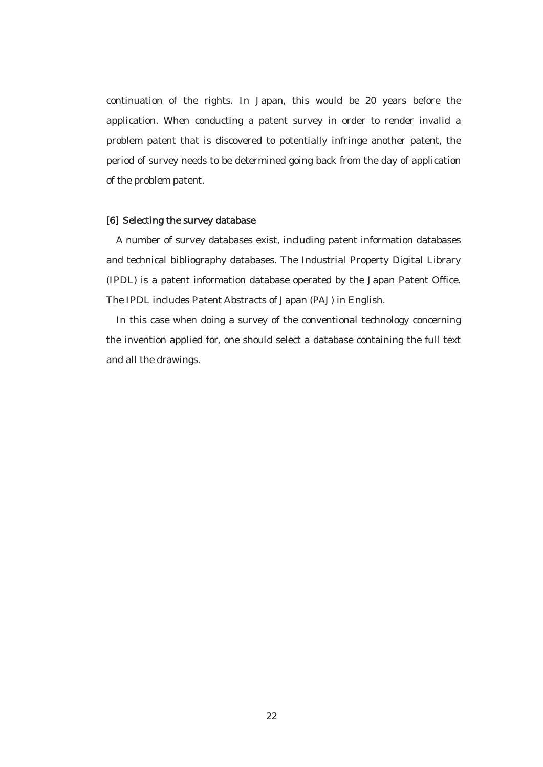continuation of the rights. In Japan, this would be 20 years before the application. When conducting a patent survey in order to render invalid a problem patent that is discovered to potentially infringe another patent, the period of survey needs to be determined going back from the day of application of the problem patent.

### [6] Selecting the survey database

A number of survey databases exist, including patent information databases and technical bibliography databases. The Industrial Property Digital Library (IPDL) is a patent information database operated by the Japan Patent Office. The IPDL includes Patent Abstracts of Japan (PAJ) in English.

In this case when doing a survey of the conventional technology concerning the invention applied for, one should select a database containing the full text and all the drawings.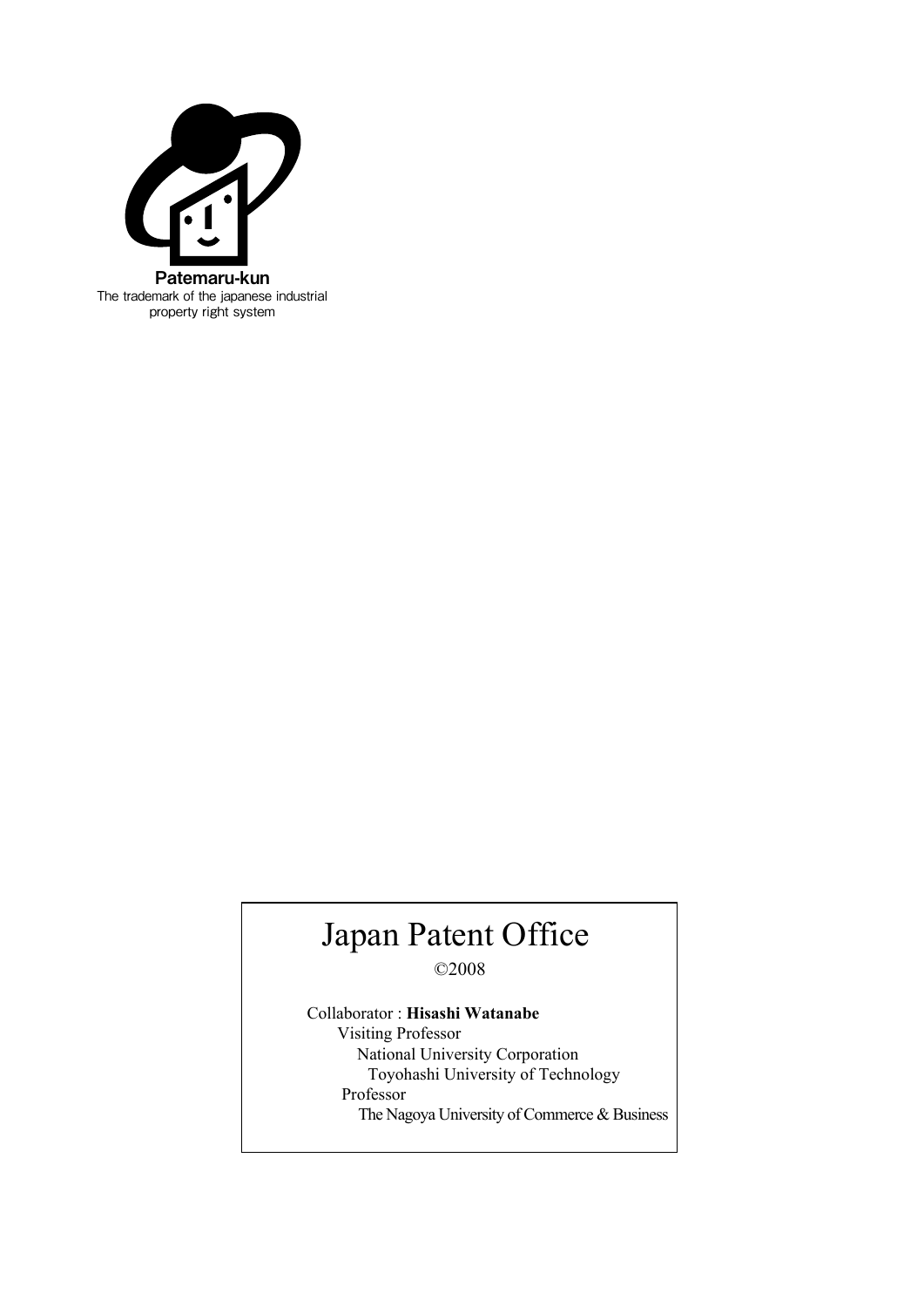**Patemaru-kun**

The trademark of the japanese industrial property right system

# Japan Patent Office

©2008

Collaborator : **Hisashi Watanabe**

Visiting Professor

National University Corporation

Toyohashi University of Technology

Professor

The Nagoya University of Commerce & Business